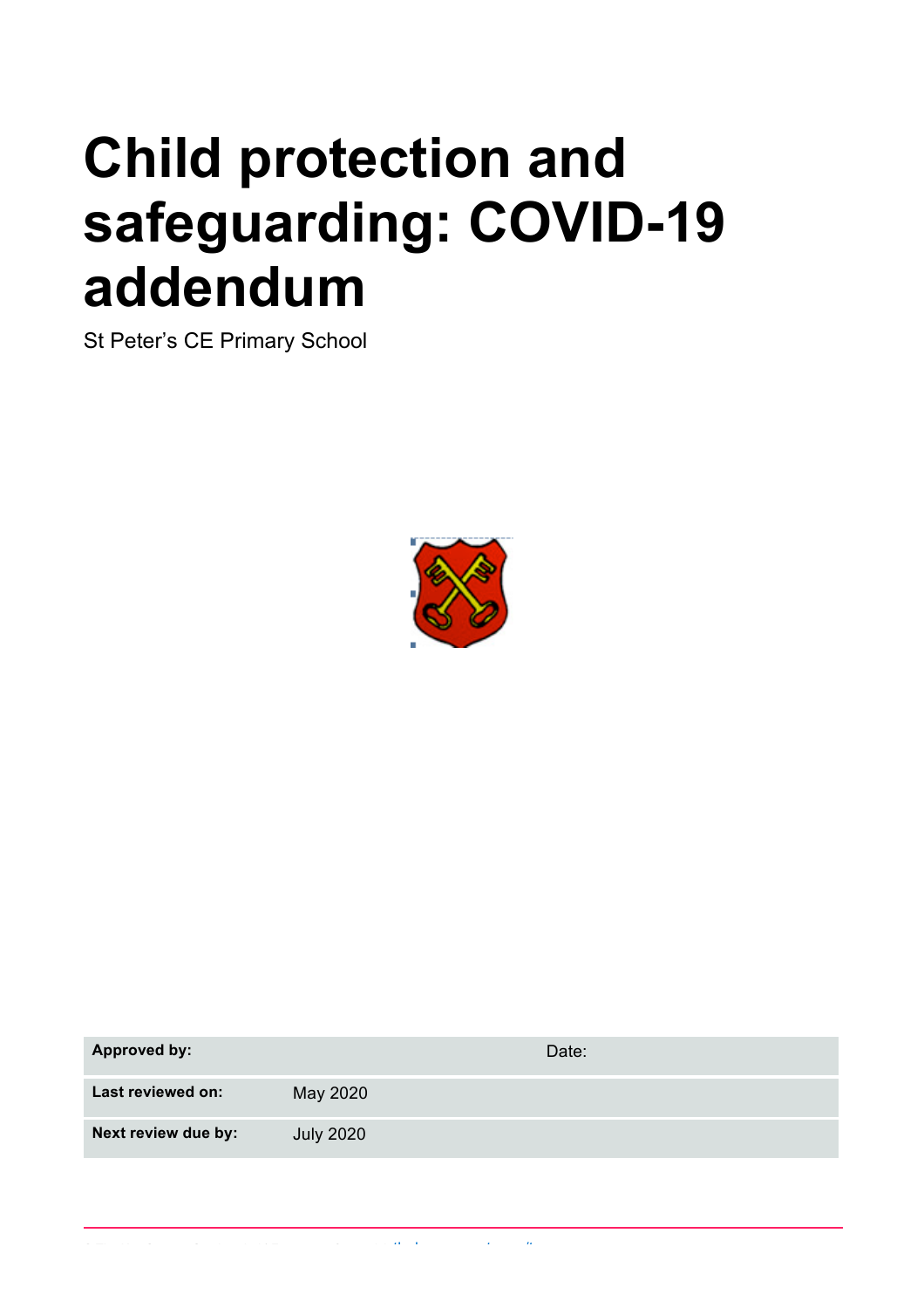# Child protection and safeguarding: COVID-19 addendum

St Peter's CE Primary School

| | | |
|---|---|---|
| **Approved by:** | | Date: |
| **Last reviewed on:** | May 2020 | |
| **Next review due by:** | July 2020 | |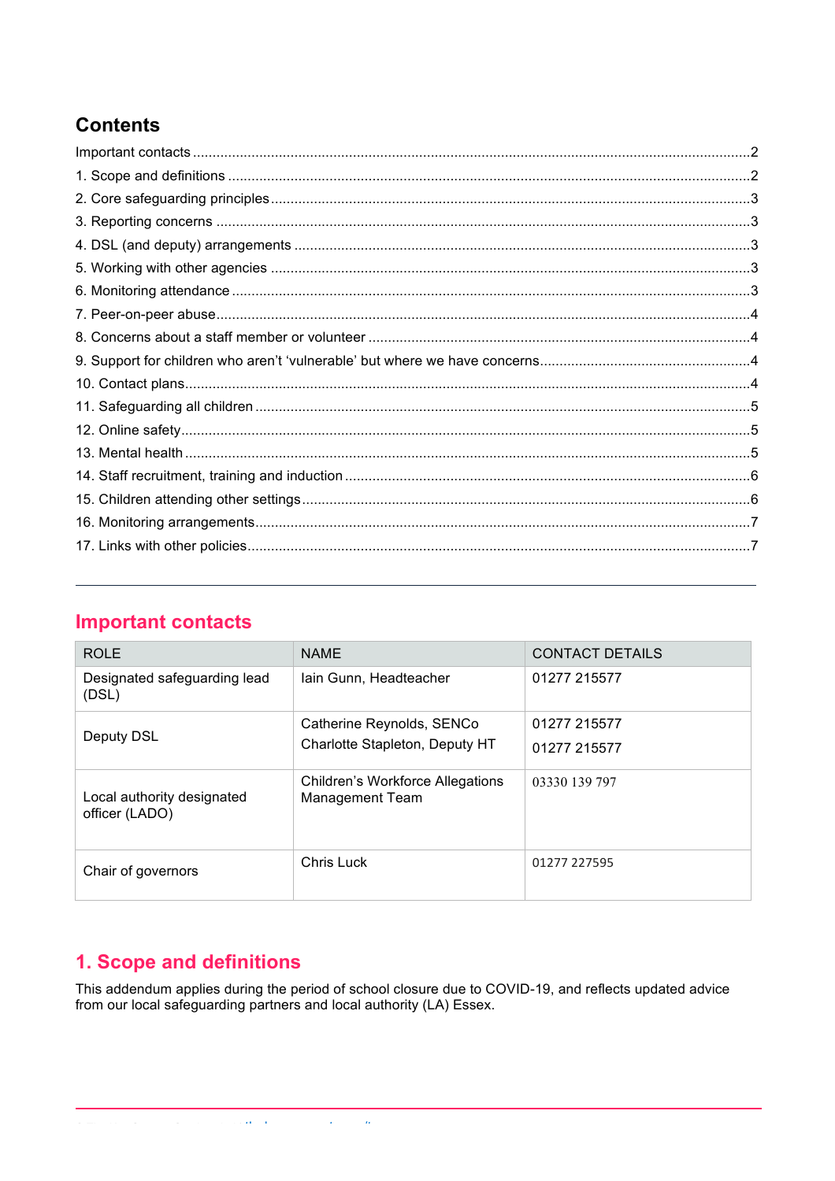## Contents

Important contacts ........ 2
1. Scope and definitions ........ 2
2. Core safeguarding principles ........ 3
3. Reporting concerns ........ 3
4. DSL (and deputy) arrangements ........ 3
5. Working with other agencies ........ 3
6. Monitoring attendance ........ 3
7. Peer-on-peer abuse ........ 4
8. Concerns about a staff member or volunteer ........ 4
9. Support for children who aren't 'vulnerable' but where we have concerns ........ 4
10. Contact plans ........ 4
11. Safeguarding all children ........ 5
12. Online safety ........ 5
13. Mental health ........ 5
14. Staff recruitment, training and induction ........ 6
15. Children attending other settings ........ 6
16. Monitoring arrangements ........ 7
17. Links with other policies ........ 7

---

## Important contacts

| ROLE | NAME | CONTACT DETAILS |
|---|---|---|
| Designated safeguarding lead (DSL) | Iain Gunn, Headteacher | 01277 215577 |
| Deputy DSL | Catherine Reynolds, SENCo<br>Charlotte Stapleton, Deputy HT | 01277 215577<br>01277 215577 |
| Local authority designated officer (LADO) | Children's Workforce Allegations Management Team | 03330 139 797 |
| Chair of governors | Chris Luck | 01277 227595 |

## 1. Scope and definitions

This addendum applies during the period of school closure due to COVID-19, and reflects updated advice from our local safeguarding partners and local authority (LA) Essex.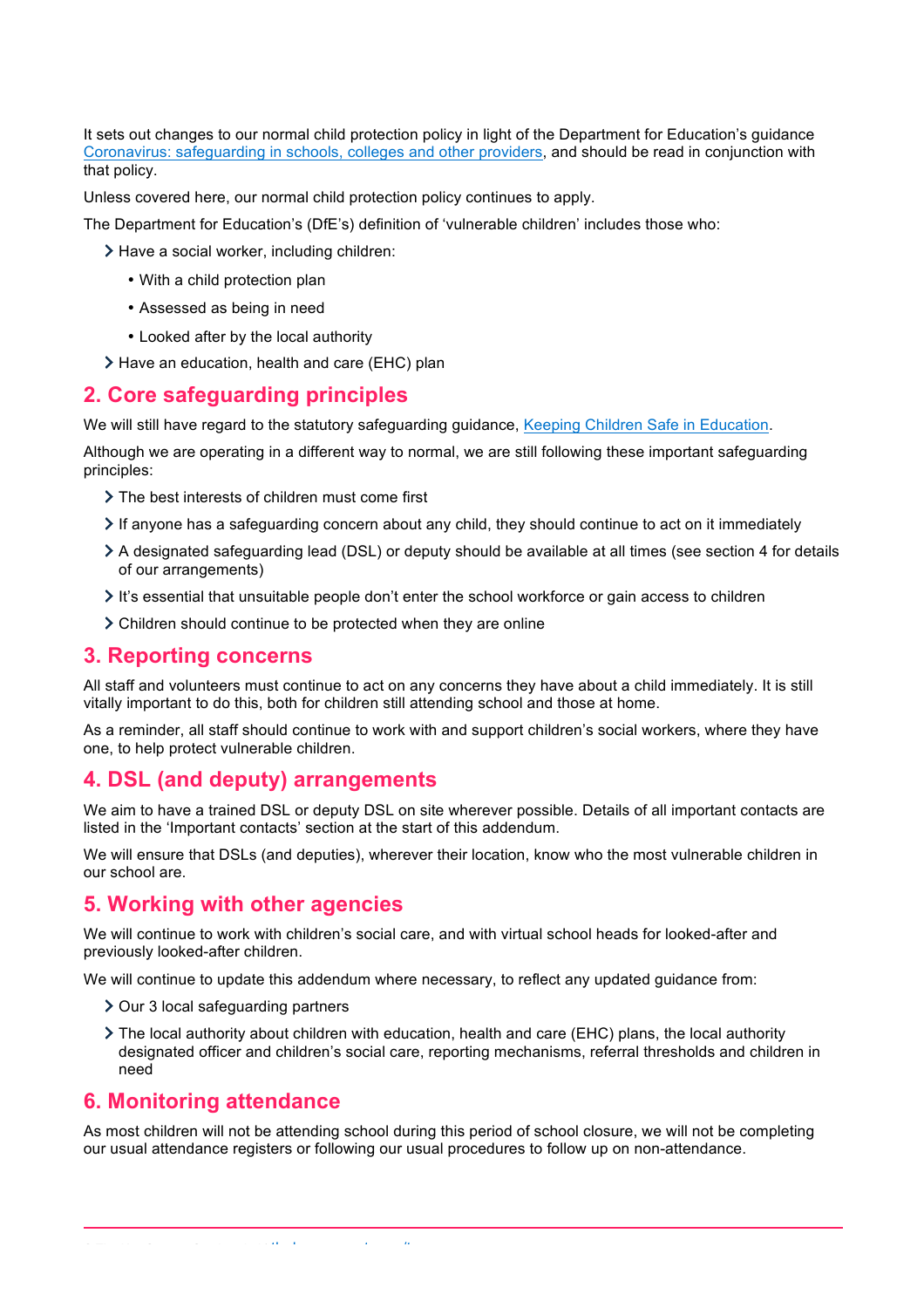It sets out changes to our normal child protection policy in light of the Department for Education's guidance [Coronavirus: safeguarding in schools, colleges and other providers](), and should be read in conjunction with that policy.

Unless covered here, our normal child protection policy continues to apply.

The Department for Education's (DfE's) definition of 'vulnerable children' includes those who:

- Have a social worker, including children:
  - With a child protection plan
  - Assessed as being in need
  - Looked after by the local authority
- Have an education, health and care (EHC) plan

## 2. Core safeguarding principles

We will still have regard to the statutory safeguarding guidance, [Keeping Children Safe in Education]().

Although we are operating in a different way to normal, we are still following these important safeguarding principles:

- The best interests of children must come first
- If anyone has a safeguarding concern about any child, they should continue to act on it immediately
- A designated safeguarding lead (DSL) or deputy should be available at all times (see section 4 for details of our arrangements)
- It's essential that unsuitable people don't enter the school workforce or gain access to children
- Children should continue to be protected when they are online

## 3. Reporting concerns

All staff and volunteers must continue to act on any concerns they have about a child immediately. It is still vitally important to do this, both for children still attending school and those at home.

As a reminder, all staff should continue to work with and support children's social workers, where they have one, to help protect vulnerable children.

## 4. DSL (and deputy) arrangements

We aim to have a trained DSL or deputy DSL on site wherever possible. Details of all important contacts are listed in the 'Important contacts' section at the start of this addendum.

We will ensure that DSLs (and deputies), wherever their location, know who the most vulnerable children in our school are.

## 5. Working with other agencies

We will continue to work with children's social care, and with virtual school heads for looked-after and previously looked-after children.

We will continue to update this addendum where necessary, to reflect any updated guidance from:

- Our 3 local safeguarding partners
- The local authority about children with education, health and care (EHC) plans, the local authority designated officer and children's social care, reporting mechanisms, referral thresholds and children in need

## 6. Monitoring attendance

As most children will not be attending school during this period of school closure, we will not be completing our usual attendance registers or following our usual procedures to follow up on non-attendance.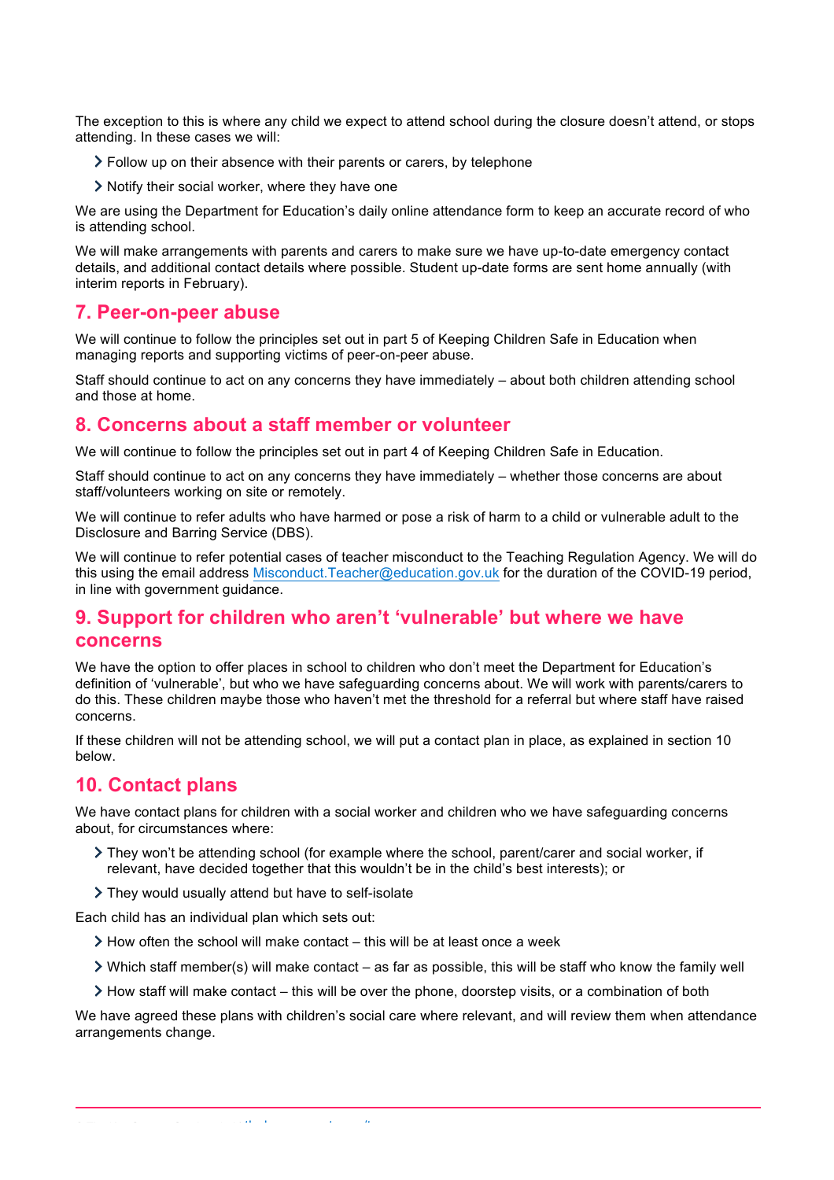The exception to this is where any child we expect to attend school during the closure doesn't attend, or stops attending. In these cases we will:

- Follow up on their absence with their parents or carers, by telephone
- Notify their social worker, where they have one

We are using the Department for Education's daily online attendance form to keep an accurate record of who is attending school.

We will make arrangements with parents and carers to make sure we have up-to-date emergency contact details, and additional contact details where possible. Student up-date forms are sent home annually (with interim reports in February).

## 7. Peer-on-peer abuse

We will continue to follow the principles set out in part 5 of Keeping Children Safe in Education when managing reports and supporting victims of peer-on-peer abuse.

Staff should continue to act on any concerns they have immediately – about both children attending school and those at home.

## 8. Concerns about a staff member or volunteer

We will continue to follow the principles set out in part 4 of Keeping Children Safe in Education.

Staff should continue to act on any concerns they have immediately – whether those concerns are about staff/volunteers working on site or remotely.

We will continue to refer adults who have harmed or pose a risk of harm to a child or vulnerable adult to the Disclosure and Barring Service (DBS).

We will continue to refer potential cases of teacher misconduct to the Teaching Regulation Agency. We will do this using the email address Misconduct.Teacher@education.gov.uk for the duration of the COVID-19 period, in line with government guidance.

## 9. Support for children who aren't 'vulnerable' but where we have concerns

We have the option to offer places in school to children who don't meet the Department for Education's definition of 'vulnerable', but who we have safeguarding concerns about. We will work with parents/carers to do this. These children maybe those who haven't met the threshold for a referral but where staff have raised concerns.

If these children will not be attending school, we will put a contact plan in place, as explained in section 10 below.

## 10. Contact plans

We have contact plans for children with a social worker and children who we have safeguarding concerns about, for circumstances where:

- They won't be attending school (for example where the school, parent/carer and social worker, if relevant, have decided together that this wouldn't be in the child's best interests); or
- They would usually attend but have to self-isolate

Each child has an individual plan which sets out:

- How often the school will make contact – this will be at least once a week
- Which staff member(s) will make contact – as far as possible, this will be staff who know the family well
- How staff will make contact – this will be over the phone, doorstep visits, or a combination of both

We have agreed these plans with children's social care where relevant, and will review them when attendance arrangements change.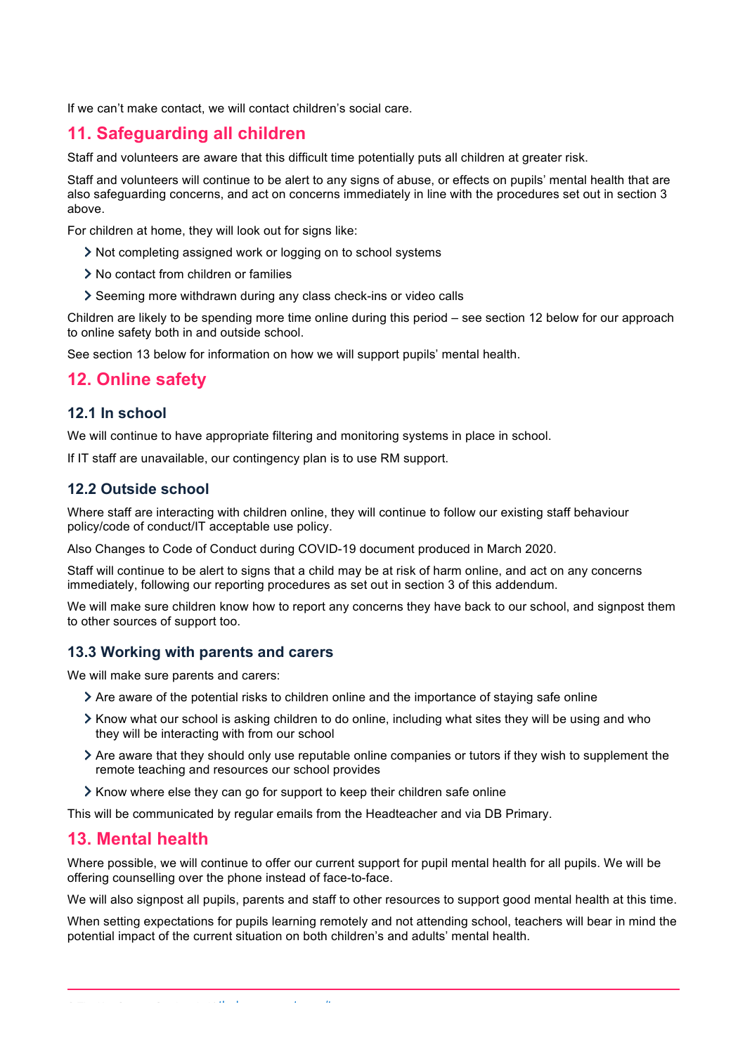If we can't make contact, we will contact children's social care.

## 11. Safeguarding all children

Staff and volunteers are aware that this difficult time potentially puts all children at greater risk.

Staff and volunteers will continue to be alert to any signs of abuse, or effects on pupils' mental health that are also safeguarding concerns, and act on concerns immediately in line with the procedures set out in section 3 above.

For children at home, they will look out for signs like:

- Not completing assigned work or logging on to school systems
- No contact from children or families
- Seeming more withdrawn during any class check-ins or video calls

Children are likely to be spending more time online during this period – see section 12 below for our approach to online safety both in and outside school.

See section 13 below for information on how we will support pupils' mental health.

## 12. Online safety

### 12.1 In school

We will continue to have appropriate filtering and monitoring systems in place in school.

If IT staff are unavailable, our contingency plan is to use RM support.

### 12.2 Outside school

Where staff are interacting with children online, they will continue to follow our existing staff behaviour policy/code of conduct/IT acceptable use policy.

Also Changes to Code of Conduct during COVID-19 document produced in March 2020.

Staff will continue to be alert to signs that a child may be at risk of harm online, and act on any concerns immediately, following our reporting procedures as set out in section 3 of this addendum.

We will make sure children know how to report any concerns they have back to our school, and signpost them to other sources of support too.

### 13.3 Working with parents and carers

We will make sure parents and carers:

- Are aware of the potential risks to children online and the importance of staying safe online
- Know what our school is asking children to do online, including what sites they will be using and who they will be interacting with from our school
- Are aware that they should only use reputable online companies or tutors if they wish to supplement the remote teaching and resources our school provides
- Know where else they can go for support to keep their children safe online

This will be communicated by regular emails from the Headteacher and via DB Primary.

## 13. Mental health

Where possible, we will continue to offer our current support for pupil mental health for all pupils. We will be offering counselling over the phone instead of face-to-face.

We will also signpost all pupils, parents and staff to other resources to support good mental health at this time.

When setting expectations for pupils learning remotely and not attending school, teachers will bear in mind the potential impact of the current situation on both children's and adults' mental health.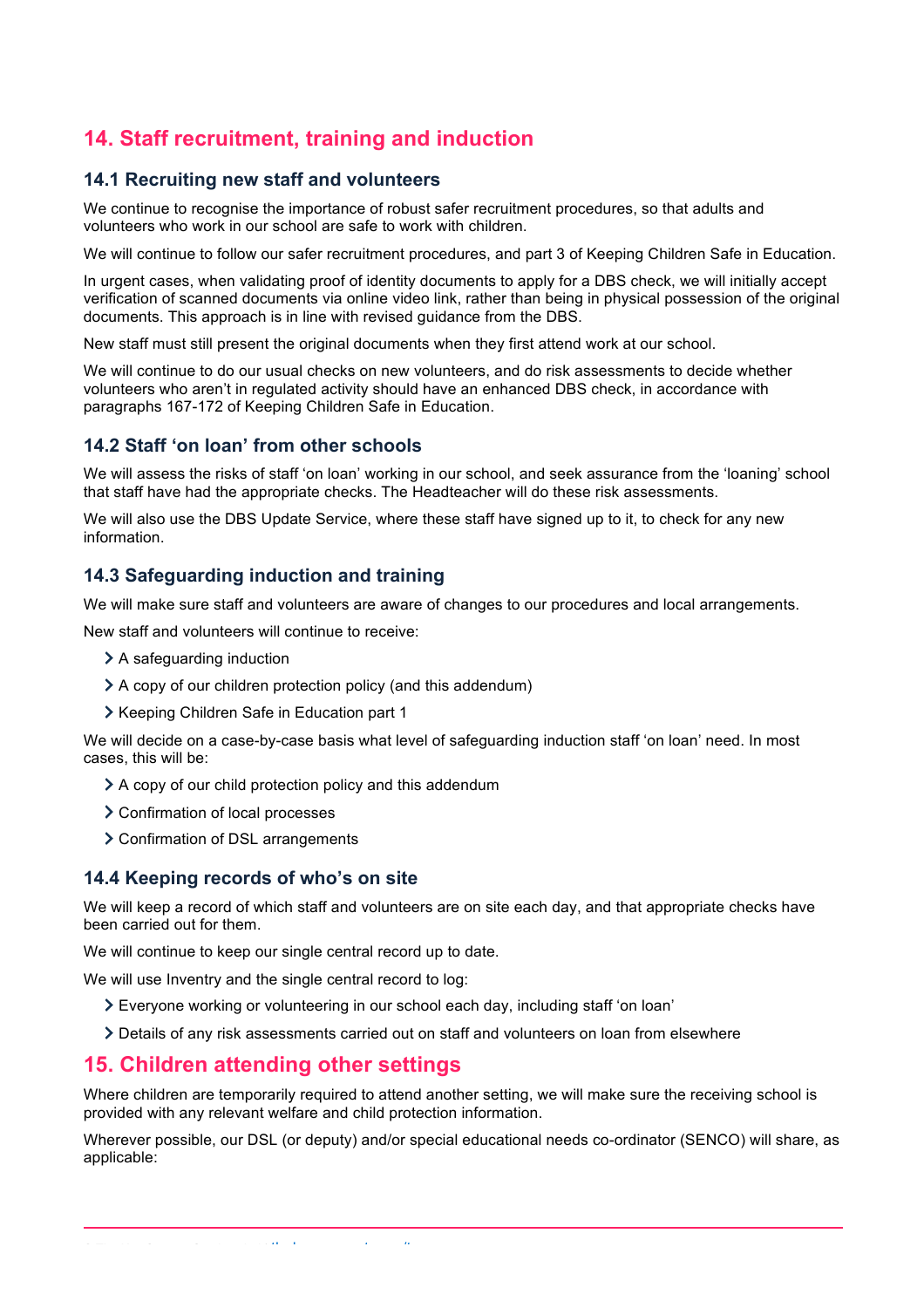## 14. Staff recruitment, training and induction

### 14.1 Recruiting new staff and volunteers

We continue to recognise the importance of robust safer recruitment procedures, so that adults and volunteers who work in our school are safe to work with children.

We will continue to follow our safer recruitment procedures, and part 3 of Keeping Children Safe in Education.

In urgent cases, when validating proof of identity documents to apply for a DBS check, we will initially accept verification of scanned documents via online video link, rather than being in physical possession of the original documents. This approach is in line with revised guidance from the DBS.

New staff must still present the original documents when they first attend work at our school.

We will continue to do our usual checks on new volunteers, and do risk assessments to decide whether volunteers who aren't in regulated activity should have an enhanced DBS check, in accordance with paragraphs 167-172 of Keeping Children Safe in Education.

### 14.2 Staff 'on loan' from other schools

We will assess the risks of staff 'on loan' working in our school, and seek assurance from the 'loaning' school that staff have had the appropriate checks. The Headteacher will do these risk assessments.

We will also use the DBS Update Service, where these staff have signed up to it, to check for any new information.

### 14.3 Safeguarding induction and training

We will make sure staff and volunteers are aware of changes to our procedures and local arrangements.

New staff and volunteers will continue to receive:

- A safeguarding induction
- A copy of our children protection policy (and this addendum)
- Keeping Children Safe in Education part 1

We will decide on a case-by-case basis what level of safeguarding induction staff 'on loan' need. In most cases, this will be:

- A copy of our child protection policy and this addendum
- Confirmation of local processes
- Confirmation of DSL arrangements

### 14.4 Keeping records of who's on site

We will keep a record of which staff and volunteers are on site each day, and that appropriate checks have been carried out for them.

We will continue to keep our single central record up to date.

We will use Inventry and the single central record to log:

- Everyone working or volunteering in our school each day, including staff 'on loan'
- Details of any risk assessments carried out on staff and volunteers on loan from elsewhere

## 15. Children attending other settings

Where children are temporarily required to attend another setting, we will make sure the receiving school is provided with any relevant welfare and child protection information.

Wherever possible, our DSL (or deputy) and/or special educational needs co-ordinator (SENCO) will share, as applicable: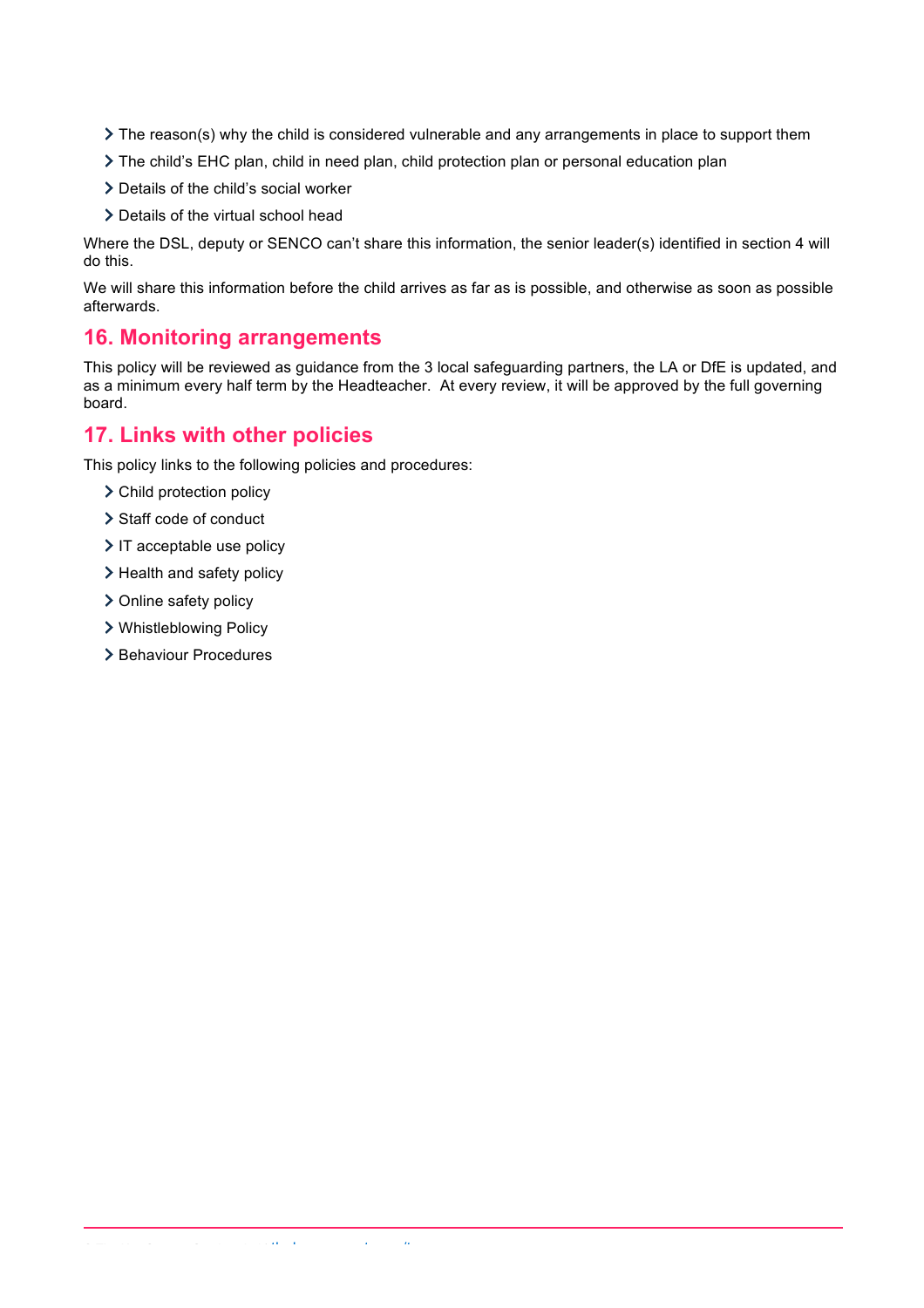- The reason(s) why the child is considered vulnerable and any arrangements in place to support them
- The child's EHC plan, child in need plan, child protection plan or personal education plan
- Details of the child's social worker
- Details of the virtual school head

Where the DSL, deputy or SENCO can't share this information, the senior leader(s) identified in section 4 will do this.

We will share this information before the child arrives as far as is possible, and otherwise as soon as possible afterwards.

## 16. Monitoring arrangements

This policy will be reviewed as guidance from the 3 local safeguarding partners, the LA or DfE is updated, and as a minimum every half term by the Headteacher. At every review, it will be approved by the full governing board.

## 17. Links with other policies

This policy links to the following policies and procedures:

- Child protection policy
- Staff code of conduct
- IT acceptable use policy
- Health and safety policy
- Online safety policy
- Whistleblowing Policy
- Behaviour Procedures